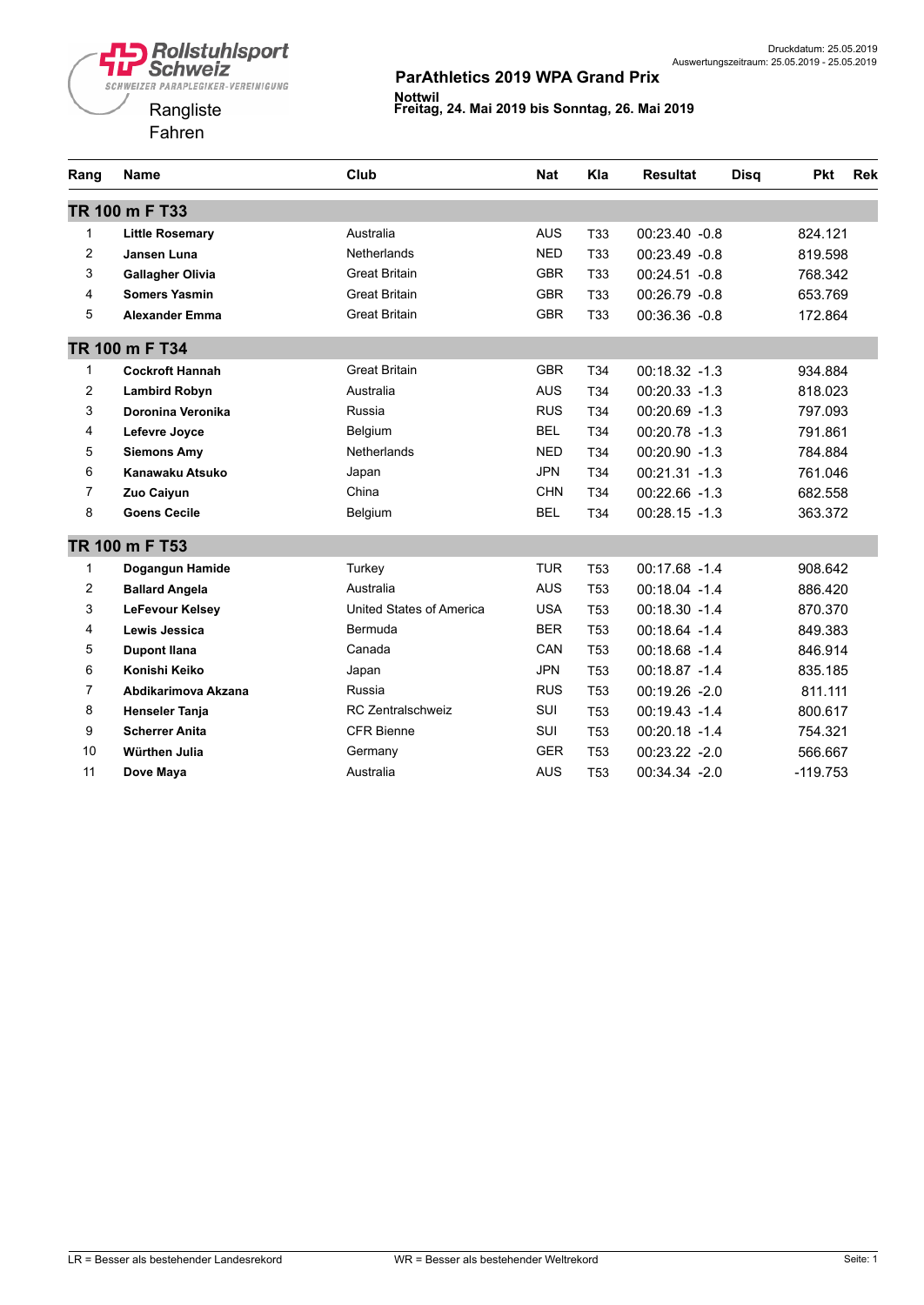Rollstuhlsport Schweiz
SCHWEIZER PARAPLEGIKER-VEREINIGUNG

Rangliste
Fahren

Druckdatum: 25.05.2019
Auswertungszeitraum: 25.05.2019 - 25.05.2019

## ParAthletics 2019 WPA Grand Prix

**Nottwil**
**Freitag, 24. Mai 2019 bis Sonntag, 26. Mai 2019**

| Rang | Name | Club | Nat | Kla | Resultat | Disq | Pkt | Rek |
|---|---|---|---|---|---|---|---|---|
| **TR 100 m F T33** | | | | | | | | |
| 1 | **Little Rosemary** | Australia | AUS | T33 | 00:23.40 -0.8 | | 824.121 | |
| 2 | **Jansen Luna** | Netherlands | NED | T33 | 00:23.49 -0.8 | | 819.598 | |
| 3 | **Gallagher Olivia** | Great Britain | GBR | T33 | 00:24.51 -0.8 | | 768.342 | |
| 4 | **Somers Yasmin** | Great Britain | GBR | T33 | 00:26.79 -0.8 | | 653.769 | |
| 5 | **Alexander Emma** | Great Britain | GBR | T33 | 00:36.36 -0.8 | | 172.864 | |
| **TR 100 m F T34** | | | | | | | | |
| 1 | **Cockroft Hannah** | Great Britain | GBR | T34 | 00:18.32 -1.3 | | 934.884 | |
| 2 | **Lambird Robyn** | Australia | AUS | T34 | 00:20.33 -1.3 | | 818.023 | |
| 3 | **Doronina Veronika** | Russia | RUS | T34 | 00:20.69 -1.3 | | 797.093 | |
| 4 | **Lefevre Joyce** | Belgium | BEL | T34 | 00:20.78 -1.3 | | 791.861 | |
| 5 | **Siemons Amy** | Netherlands | NED | T34 | 00:20.90 -1.3 | | 784.884 | |
| 6 | **Kanawaku Atsuko** | Japan | JPN | T34 | 00:21.31 -1.3 | | 761.046 | |
| 7 | **Zuo Caiyun** | China | CHN | T34 | 00:22.66 -1.3 | | 682.558 | |
| 8 | **Goens Cecile** | Belgium | BEL | T34 | 00:28.15 -1.3 | | 363.372 | |
| **TR 100 m F T53** | | | | | | | | |
| 1 | **Dogangun Hamide** | Turkey | TUR | T53 | 00:17.68 -1.4 | | 908.642 | |
| 2 | **Ballard Angela** | Australia | AUS | T53 | 00:18.04 -1.4 | | 886.420 | |
| 3 | **LeFevour Kelsey** | United States of America | USA | T53 | 00:18.30 -1.4 | | 870.370 | |
| 4 | **Lewis Jessica** | Bermuda | BER | T53 | 00:18.64 -1.4 | | 849.383 | |
| 5 | **Dupont Ilana** | Canada | CAN | T53 | 00:18.68 -1.4 | | 846.914 | |
| 6 | **Konishi Keiko** | Japan | JPN | T53 | 00:18.87 -1.4 | | 835.185 | |
| 7 | **Abdikarimova Akzana** | Russia | RUS | T53 | 00:19.26 -2.0 | | 811.111 | |
| 8 | **Henseler Tanja** | RC Zentralschweiz | SUI | T53 | 00:19.43 -1.4 | | 800.617 | |
| 9 | **Scherrer Anita** | CFR Bienne | SUI | T53 | 00:20.18 -1.4 | | 754.321 | |
| 10 | **Würthen Julia** | Germany | GER | T53 | 00:23.22 -2.0 | | 566.667 | |
| 11 | **Dove Maya** | Australia | AUS | T53 | 00:34.34 -2.0 | | -119.753 | |

LR = Besser als bestehender Landesrekord WR = Besser als bestehender Weltrekord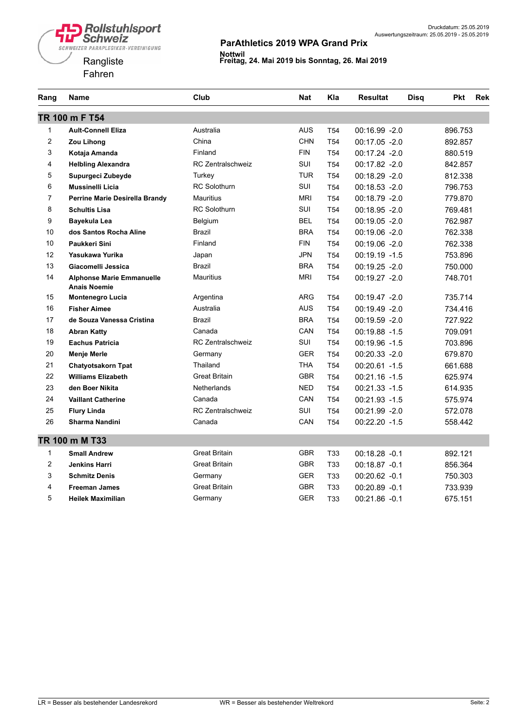Rollstuhlsport Schweiz
SCHWEIZER PARAPLEGIKER-VEREINIGUNG

Rangliste
Fahren

Druckdatum: 25.05.2019
Auswertungszeitraum: 25.05.2019 - 25.05.2019

**ParAthletics 2019 WPA Grand Prix**

**Nottwil**
**Freitag, 24. Mai 2019 bis Sonntag, 26. Mai 2019**

| Rang | Name | Club | Nat | Kla | Resultat | Disq | Pkt | Rek |
|---|---|---|---|---|---|---|---|---|
| **TR 100 m F T54** | | | | | | | | |
| 1 | **Ault-Connell Eliza** | Australia | AUS | T54 | 00:16.99 -2.0 | | 896.753 | |
| 2 | **Zou Lihong** | China | CHN | T54 | 00:17.05 -2.0 | | 892.857 | |
| 3 | **Kotaja Amanda** | Finland | FIN | T54 | 00:17.24 -2.0 | | 880.519 | |
| 4 | **Helbling Alexandra** | RC Zentralschweiz | SUI | T54 | 00:17.82 -2.0 | | 842.857 | |
| 5 | **Supurgeci Zubeyde** | Turkey | TUR | T54 | 00:18.29 -2.0 | | 812.338 | |
| 6 | **Mussinelli Licia** | RC Solothurn | SUI | T54 | 00:18.53 -2.0 | | 796.753 | |
| 7 | **Perrine Marie Desirella Brandy** | Mauritius | MRI | T54 | 00:18.79 -2.0 | | 779.870 | |
| 8 | **Schultis Lisa** | RC Solothurn | SUI | T54 | 00:18.95 -2.0 | | 769.481 | |
| 9 | **Bayekula Lea** | Belgium | BEL | T54 | 00:19.05 -2.0 | | 762.987 | |
| 10 | **dos Santos Rocha Aline** | Brazil | BRA | T54 | 00:19.06 -2.0 | | 762.338 | |
| 10 | **Paukkeri Sini** | Finland | FIN | T54 | 00:19.06 -2.0 | | 762.338 | |
| 12 | **Yasukawa Yurika** | Japan | JPN | T54 | 00:19.19 -1.5 | | 753.896 | |
| 13 | **Giacomelli Jessica** | Brazil | BRA | T54 | 00:19.25 -2.0 | | 750.000 | |
| 14 | **Alphonse Marie Emmanuelle Anais Noemie** | Mauritius | MRI | T54 | 00:19.27 -2.0 | | 748.701 | |
| 15 | **Montenegro Lucia** | Argentina | ARG | T54 | 00:19.47 -2.0 | | 735.714 | |
| 16 | **Fisher Aimee** | Australia | AUS | T54 | 00:19.49 -2.0 | | 734.416 | |
| 17 | **de Souza Vanessa Cristina** | Brazil | BRA | T54 | 00:19.59 -2.0 | | 727.922 | |
| 18 | **Abran Katty** | Canada | CAN | T54 | 00:19.88 -1.5 | | 709.091 | |
| 19 | **Eachus Patricia** | RC Zentralschweiz | SUI | T54 | 00:19.96 -1.5 | | 703.896 | |
| 20 | **Menje Merle** | Germany | GER | T54 | 00:20.33 -2.0 | | 679.870 | |
| 21 | **Chatyotsakorn Tpat** | Thailand | THA | T54 | 00:20.61 -1.5 | | 661.688 | |
| 22 | **Williams Elizabeth** | Great Britain | GBR | T54 | 00:21.16 -1.5 | | 625.974 | |
| 23 | **den Boer Nikita** | Netherlands | NED | T54 | 00:21.33 -1.5 | | 614.935 | |
| 24 | **Vaillant Catherine** | Canada | CAN | T54 | 00:21.93 -1.5 | | 575.974 | |
| 25 | **Flury Linda** | RC Zentralschweiz | SUI | T54 | 00:21.99 -2.0 | | 572.078 | |
| 26 | **Sharma Nandini** | Canada | CAN | T54 | 00:22.20 -1.5 | | 558.442 | |
| **TR 100 m M T33** | | | | | | | | |
| 1 | **Small Andrew** | Great Britain | GBR | T33 | 00:18.28 -0.1 | | 892.121 | |
| 2 | **Jenkins Harri** | Great Britain | GBR | T33 | 00:18.87 -0.1 | | 856.364 | |
| 3 | **Schmitz Denis** | Germany | GER | T33 | 00:20.62 -0.1 | | 750.303 | |
| 4 | **Freeman James** | Great Britain | GBR | T33 | 00:20.89 -0.1 | | 733.939 | |
| 5 | **Heilek Maximilian** | Germany | GER | T33 | 00:21.86 -0.1 | | 675.151 | |

LR = Besser als bestehender Landesrekord    WR = Besser als bestehender Weltrekord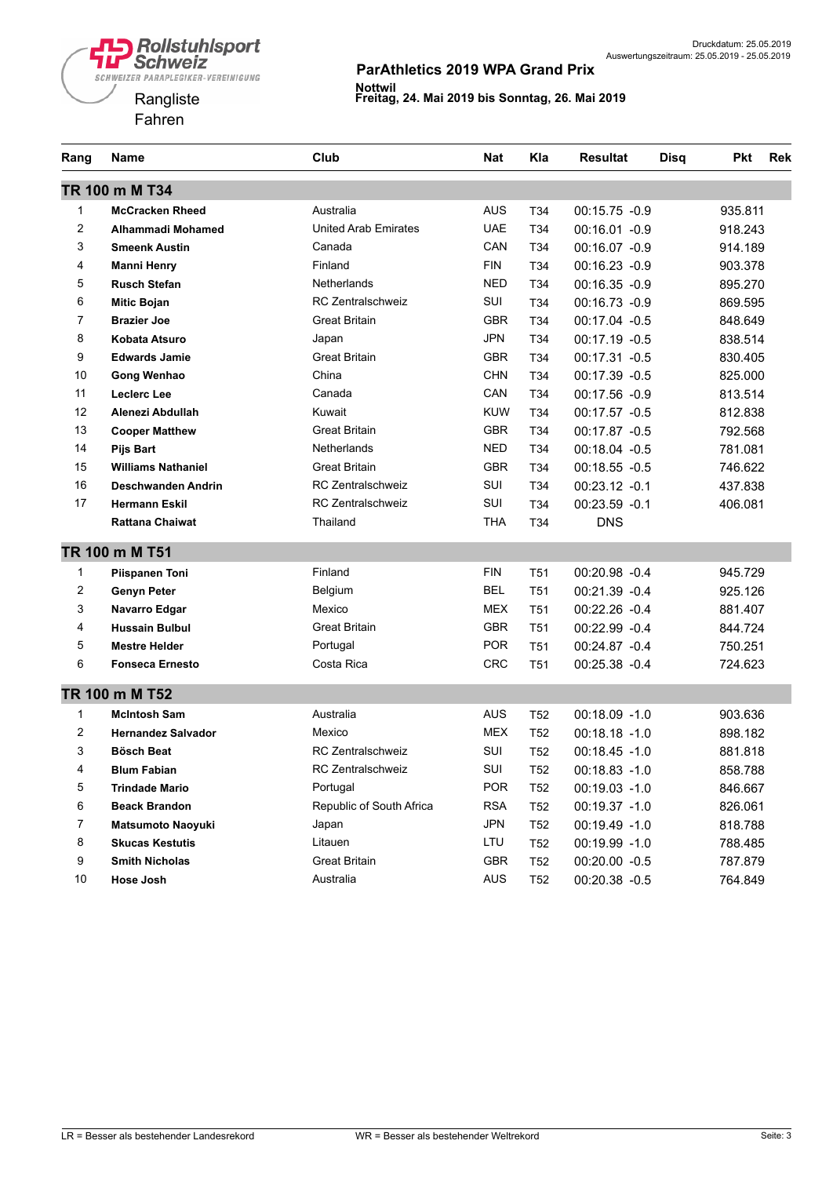Rollstuhlsport Schweiz

SCHWEIZER PARAPLEGIKER-VEREINIGUNG

Rangliste

Fahren

## ParAthletics 2019 WPA Grand Prix

**Nottwil**
**Freitag, 24. Mai 2019 bis Sonntag, 26. Mai 2019**

Druckdatum: 25.05.2019
Auswertungszeitraum: 25.05.2019 - 25.05.2019

| Rang | Name | Club | Nat | Kla | Resultat | Disq | Pkt | Rek |
|---|---|---|---|---|---|---|---|---|
| **TR 100 m M T34** | | | | | | | | |
| 1 | **McCracken Rheed** | Australia | AUS | T34 | 00:15.75 -0.9 | | 935.811 | |
| 2 | **Alhammadi Mohamed** | United Arab Emirates | UAE | T34 | 00:16.01 -0.9 | | 918.243 | |
| 3 | **Smeenk Austin** | Canada | CAN | T34 | 00:16.07 -0.9 | | 914.189 | |
| 4 | **Manni Henry** | Finland | FIN | T34 | 00:16.23 -0.9 | | 903.378 | |
| 5 | **Rusch Stefan** | Netherlands | NED | T34 | 00:16.35 -0.9 | | 895.270 | |
| 6 | **Mitic Bojan** | RC Zentralschweiz | SUI | T34 | 00:16.73 -0.9 | | 869.595 | |
| 7 | **Brazier Joe** | Great Britain | GBR | T34 | 00:17.04 -0.5 | | 848.649 | |
| 8 | **Kobata Atsuro** | Japan | JPN | T34 | 00:17.19 -0.5 | | 838.514 | |
| 9 | **Edwards Jamie** | Great Britain | GBR | T34 | 00:17.31 -0.5 | | 830.405 | |
| 10 | **Gong Wenhao** | China | CHN | T34 | 00:17.39 -0.5 | | 825.000 | |
| 11 | **Leclerc Lee** | Canada | CAN | T34 | 00:17.56 -0.9 | | 813.514 | |
| 12 | **Alenezi Abdullah** | Kuwait | KUW | T34 | 00:17.57 -0.5 | | 812.838 | |
| 13 | **Cooper Matthew** | Great Britain | GBR | T34 | 00:17.87 -0.5 | | 792.568 | |
| 14 | **Pijs Bart** | Netherlands | NED | T34 | 00:18.04 -0.5 | | 781.081 | |
| 15 | **Williams Nathaniel** | Great Britain | GBR | T34 | 00:18.55 -0.5 | | 746.622 | |
| 16 | **Deschwanden Andrin** | RC Zentralschweiz | SUI | T34 | 00:23.12 -0.1 | | 437.838 | |
| 17 | **Hermann Eskil** | RC Zentralschweiz | SUI | T34 | 00:23.59 -0.1 | | 406.081 | |
| | **Rattana Chaiwat** | Thailand | THA | T34 | DNS | | | |
| **TR 100 m M T51** | | | | | | | | |
| 1 | **Piispanen Toni** | Finland | FIN | T51 | 00:20.98 -0.4 | | 945.729 | |
| 2 | **Genyn Peter** | Belgium | BEL | T51 | 00:21.39 -0.4 | | 925.126 | |
| 3 | **Navarro Edgar** | Mexico | MEX | T51 | 00:22.26 -0.4 | | 881.407 | |
| 4 | **Hussain Bulbul** | Great Britain | GBR | T51 | 00:22.99 -0.4 | | 844.724 | |
| 5 | **Mestre Helder** | Portugal | POR | T51 | 00:24.87 -0.4 | | 750.251 | |
| 6 | **Fonseca Ernesto** | Costa Rica | CRC | T51 | 00:25.38 -0.4 | | 724.623 | |
| **TR 100 m M T52** | | | | | | | | |
| 1 | **McIntosh Sam** | Australia | AUS | T52 | 00:18.09 -1.0 | | 903.636 | |
| 2 | **Hernandez Salvador** | Mexico | MEX | T52 | 00:18.18 -1.0 | | 898.182 | |
| 3 | **Bösch Beat** | RC Zentralschweiz | SUI | T52 | 00:18.45 -1.0 | | 881.818 | |
| 4 | **Blum Fabian** | RC Zentralschweiz | SUI | T52 | 00:18.83 -1.0 | | 858.788 | |
| 5 | **Trindade Mario** | Portugal | POR | T52 | 00:19.03 -1.0 | | 846.667 | |
| 6 | **Beack Brandon** | Republic of South Africa | RSA | T52 | 00:19.37 -1.0 | | 826.061 | |
| 7 | **Matsumoto Naoyuki** | Japan | JPN | T52 | 00:19.49 -1.0 | | 818.788 | |
| 8 | **Skucas Kestutis** | Litauen | LTU | T52 | 00:19.99 -1.0 | | 788.485 | |
| 9 | **Smith Nicholas** | Great Britain | GBR | T52 | 00:20.00 -0.5 | | 787.879 | |
| 10 | **Hose Josh** | Australia | AUS | T52 | 00:20.38 -0.5 | | 764.849 | |

LR = Besser als bestehender Landesrekord    WR = Besser als bestehender Weltrekord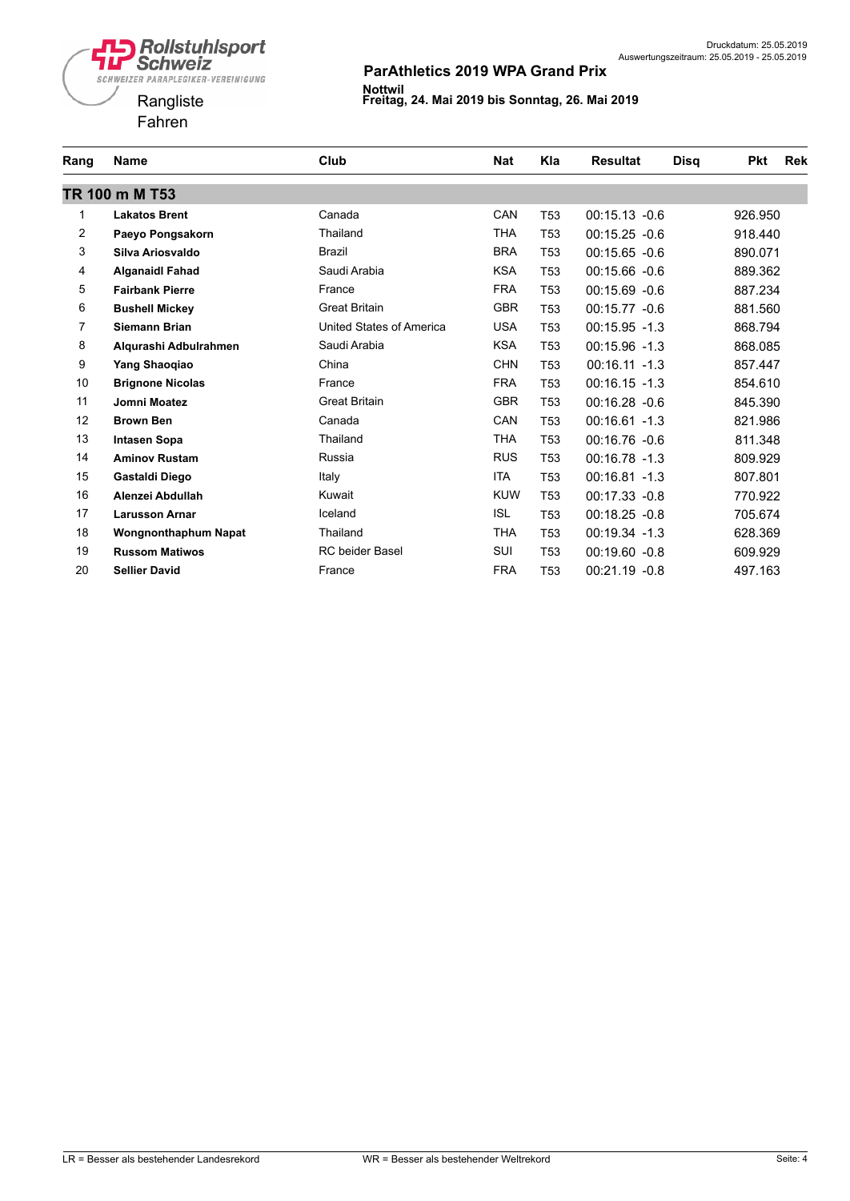Rollstuhlsport Schweiz

SCHWEIZER PARAPLEGIKER-VEREINIGUNG

Druckdatum: 25.05.2019
Auswertungszeitraum: 25.05.2019 - 25.05.2019

## ParAthletics 2019 WPA Grand Prix

**Nottwil**
**Freitag, 24. Mai 2019 bis Sonntag, 26. Mai 2019**

Rangliste
Fahren

| Rang | Name | Club | Nat | Kla | Resultat | Disq | Pkt | Rek |
|---|---|---|---|---|---|---|---|---|
| **TR 100 m M T53** | | | | | | | | |
| 1 | **Lakatos Brent** | Canada | CAN | T53 | 00:15.13 -0.6 | | 926.950 | |
| 2 | **Paeyo Pongsakorn** | Thailand | THA | T53 | 00:15.25 -0.6 | | 918.440 | |
| 3 | **Silva Ariosvaldo** | Brazil | BRA | T53 | 00:15.65 -0.6 | | 890.071 | |
| 4 | **Alganaidl Fahad** | Saudi Arabia | KSA | T53 | 00:15.66 -0.6 | | 889.362 | |
| 5 | **Fairbank Pierre** | France | FRA | T53 | 00:15.69 -0.6 | | 887.234 | |
| 6 | **Bushell Mickey** | Great Britain | GBR | T53 | 00:15.77 -0.6 | | 881.560 | |
| 7 | **Siemann Brian** | United States of America | USA | T53 | 00:15.95 -1.3 | | 868.794 | |
| 8 | **Alqurashi Adbulrahmen** | Saudi Arabia | KSA | T53 | 00:15.96 -1.3 | | 868.085 | |
| 9 | **Yang Shaoqiao** | China | CHN | T53 | 00:16.11 -1.3 | | 857.447 | |
| 10 | **Brignone Nicolas** | France | FRA | T53 | 00:16.15 -1.3 | | 854.610 | |
| 11 | **Jomni Moatez** | Great Britain | GBR | T53 | 00:16.28 -0.6 | | 845.390 | |
| 12 | **Brown Ben** | Canada | CAN | T53 | 00:16.61 -1.3 | | 821.986 | |
| 13 | **Intasen Sopa** | Thailand | THA | T53 | 00:16.76 -0.6 | | 811.348 | |
| 14 | **Aminov Rustam** | Russia | RUS | T53 | 00:16.78 -1.3 | | 809.929 | |
| 15 | **Gastaldi Diego** | Italy | ITA | T53 | 00:16.81 -1.3 | | 807.801 | |
| 16 | **Alenzei Abdullah** | Kuwait | KUW | T53 | 00:17.33 -0.8 | | 770.922 | |
| 17 | **Larusson Arnar** | Iceland | ISL | T53 | 00:18.25 -0.8 | | 705.674 | |
| 18 | **Wongnonthaphum Napat** | Thailand | THA | T53 | 00:19.34 -1.3 | | 628.369 | |
| 19 | **Russom Matiwos** | RC beider Basel | SUI | T53 | 00:19.60 -0.8 | | 609.929 | |
| 20 | **Sellier David** | France | FRA | T53 | 00:21.19 -0.8 | | 497.163 | |

LR = Besser als bestehender Landesrekord    WR = Besser als bestehender Weltrekord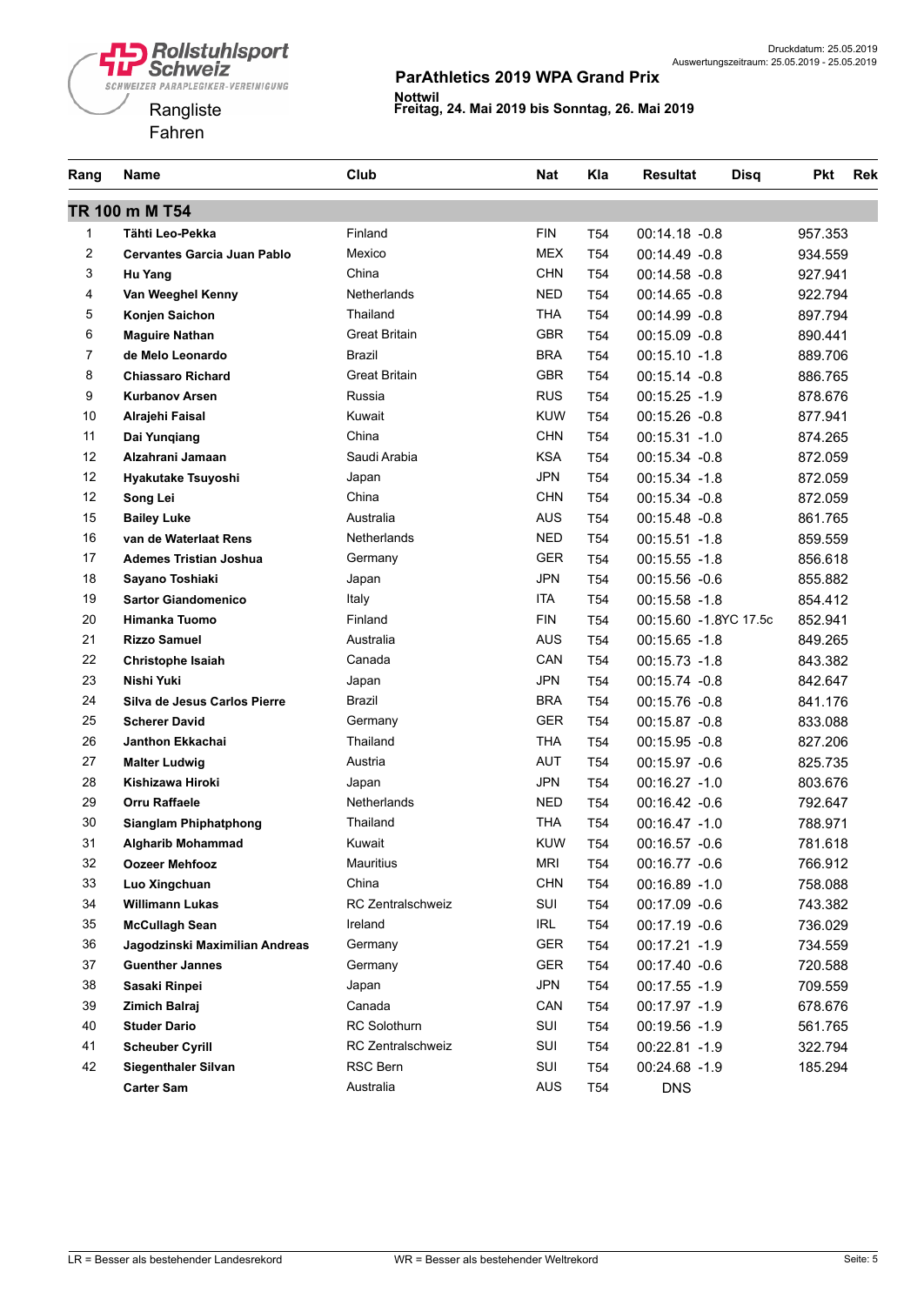Rollstuhlsport Schweiz
SCHWEIZER PARAPLEGIKER-VEREINIGUNG

Rangliste
Fahren

Druckdatum: 25.05.2019
Auswertungszeitraum: 25.05.2019 - 25.05.2019

## ParAthletics 2019 WPA Grand Prix

**Nottwil**
**Freitag, 24. Mai 2019 bis Sonntag, 26. Mai 2019**

| Rang | Name | Club | Nat | Kla | Resultat | Disq | Pkt | Rek |
|---|---|---|---|---|---|---|---|---|
| **TR 100 m M T54** | | | | | | | | |
| 1 | **Tähti Leo-Pekka** | Finland | FIN | T54 | 00:14.18 -0.8 | | 957.353 | |
| 2 | **Cervantes Garcia Juan Pablo** | Mexico | MEX | T54 | 00:14.49 -0.8 | | 934.559 | |
| 3 | **Hu Yang** | China | CHN | T54 | 00:14.58 -0.8 | | 927.941 | |
| 4 | **Van Weeghel Kenny** | Netherlands | NED | T54 | 00:14.65 -0.8 | | 922.794 | |
| 5 | **Konjen Saichon** | Thailand | THA | T54 | 00:14.99 -0.8 | | 897.794 | |
| 6 | **Maguire Nathan** | Great Britain | GBR | T54 | 00:15.09 -0.8 | | 890.441 | |
| 7 | **de Melo Leonardo** | Brazil | BRA | T54 | 00:15.10 -1.8 | | 889.706 | |
| 8 | **Chiassaro Richard** | Great Britain | GBR | T54 | 00:15.14 -0.8 | | 886.765 | |
| 9 | **Kurbanov Arsen** | Russia | RUS | T54 | 00:15.25 -1.9 | | 878.676 | |
| 10 | **Alrajehi Faisal** | Kuwait | KUW | T54 | 00:15.26 -0.8 | | 877.941 | |
| 11 | **Dai Yunqiang** | China | CHN | T54 | 00:15.31 -1.0 | | 874.265 | |
| 12 | **Alzahrani Jamaan** | Saudi Arabia | KSA | T54 | 00:15.34 -0.8 | | 872.059 | |
| 12 | **Hyakutake Tsuyoshi** | Japan | JPN | T54 | 00:15.34 -1.8 | | 872.059 | |
| 12 | **Song Lei** | China | CHN | T54 | 00:15.34 -0.8 | | 872.059 | |
| 15 | **Bailey Luke** | Australia | AUS | T54 | 00:15.48 -0.8 | | 861.765 | |
| 16 | **van de Waterlaat Rens** | Netherlands | NED | T54 | 00:15.51 -1.8 | | 859.559 | |
| 17 | **Ademes Tristian Joshua** | Germany | GER | T54 | 00:15.55 -1.8 | | 856.618 | |
| 18 | **Sayano Toshiaki** | Japan | JPN | T54 | 00:15.56 -0.6 | | 855.882 | |
| 19 | **Sartor Giandomenico** | Italy | ITA | T54 | 00:15.58 -1.8 | | 854.412 | |
| 20 | **Himanka Tuomo** | Finland | FIN | T54 | 00:15.60 -1.8 | YC 17.5c | 852.941 | |
| 21 | **Rizzo Samuel** | Australia | AUS | T54 | 00:15.65 -1.8 | | 849.265 | |
| 22 | **Christophe Isaiah** | Canada | CAN | T54 | 00:15.73 -1.8 | | 843.382 | |
| 23 | **Nishi Yuki** | Japan | JPN | T54 | 00:15.74 -0.8 | | 842.647 | |
| 24 | **Silva de Jesus Carlos Pierre** | Brazil | BRA | T54 | 00:15.76 -0.8 | | 841.176 | |
| 25 | **Scherer David** | Germany | GER | T54 | 00:15.87 -0.8 | | 833.088 | |
| 26 | **Janthon Ekkachai** | Thailand | THA | T54 | 00:15.95 -0.8 | | 827.206 | |
| 27 | **Malter Ludwig** | Austria | AUT | T54 | 00:15.97 -0.6 | | 825.735 | |
| 28 | **Kishizawa Hiroki** | Japan | JPN | T54 | 00:16.27 -1.0 | | 803.676 | |
| 29 | **Orru Raffaele** | Netherlands | NED | T54 | 00:16.42 -0.6 | | 792.647 | |
| 30 | **Sianglam Phiphatphong** | Thailand | THA | T54 | 00:16.47 -1.0 | | 788.971 | |
| 31 | **Algharib Mohammad** | Kuwait | KUW | T54 | 00:16.57 -0.6 | | 781.618 | |
| 32 | **Oozeer Mehfooz** | Mauritius | MRI | T54 | 00:16.77 -0.6 | | 766.912 | |
| 33 | **Luo Xingchuan** | China | CHN | T54 | 00:16.89 -1.0 | | 758.088 | |
| 34 | **Willimann Lukas** | RC Zentralschweiz | SUI | T54 | 00:17.09 -0.6 | | 743.382 | |
| 35 | **McCullagh Sean** | Ireland | IRL | T54 | 00:17.19 -0.6 | | 736.029 | |
| 36 | **Jagodzinski Maximilian Andreas** | Germany | GER | T54 | 00:17.21 -1.9 | | 734.559 | |
| 37 | **Guenther Jannes** | Germany | GER | T54 | 00:17.40 -0.6 | | 720.588 | |
| 38 | **Sasaki Rinpei** | Japan | JPN | T54 | 00:17.55 -1.9 | | 709.559 | |
| 39 | **Zimich Balraj** | Canada | CAN | T54 | 00:17.97 -1.9 | | 678.676 | |
| 40 | **Studer Dario** | RC Solothurn | SUI | T54 | 00:19.56 -1.9 | | 561.765 | |
| 41 | **Scheuber Cyrill** | RC Zentralschweiz | SUI | T54 | 00:22.81 -1.9 | | 322.794 | |
| 42 | **Siegenthaler Silvan** | RSC Bern | SUI | T54 | 00:24.68 -1.9 | | 185.294 | |
| | **Carter Sam** | Australia | AUS | T54 | DNS | | | |

LR = Besser als bestehender Landesrekord    WR = Besser als bestehender Weltrekord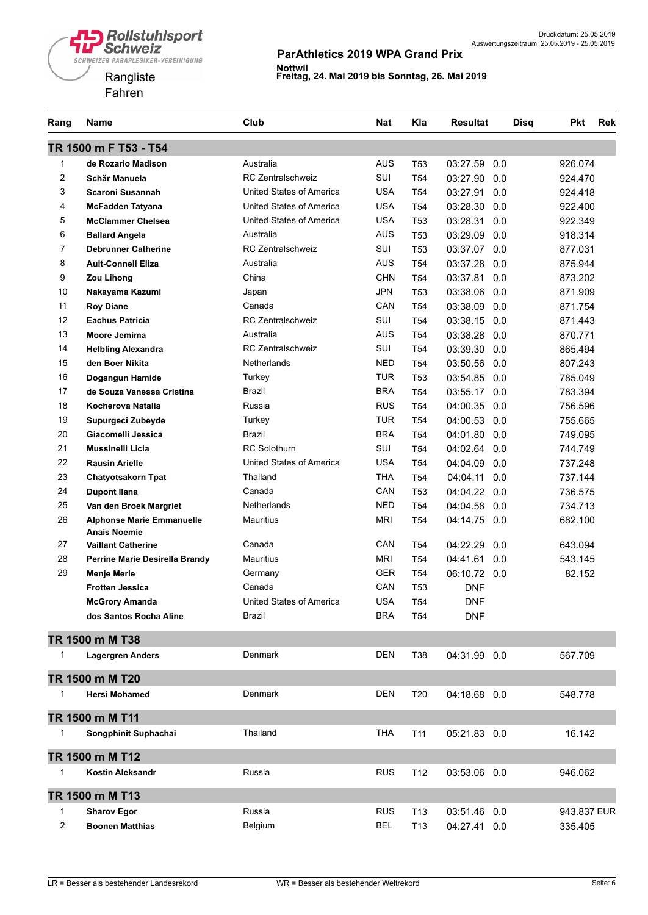Rollstuhlsport Schweiz
SCHWEIZER PARAPLEGIKER-VEREINIGUNG

Druckdatum: 25.05.2019
Auswertungszeitraum: 25.05.2019 - 25.05.2019

# ParAthletics 2019 WPA Grand Prix

**Nottwil**
**Freitag, 24. Mai 2019 bis Sonntag, 26. Mai 2019**

Rangliste
Fahren

| Rang | Name | Club | Nat | Kla | Resultat | | Disq | Pkt | Rek |
|---|---|---|---|---|---|---|---|---|---|
| **TR 1500 m F T53 - T54** | | | | | | | | | |
| 1 | **de Rozario Madison** | Australia | AUS | T53 | 03:27.59 | 0.0 | | 926.074 | |
| 2 | **Schär Manuela** | RC Zentralschweiz | SUI | T54 | 03:27.90 | 0.0 | | 924.470 | |
| 3 | **Scaroni Susannah** | United States of America | USA | T54 | 03:27.91 | 0.0 | | 924.418 | |
| 4 | **McFadden Tatyana** | United States of America | USA | T54 | 03:28.30 | 0.0 | | 922.400 | |
| 5 | **McClammer Chelsea** | United States of America | USA | T53 | 03:28.31 | 0.0 | | 922.349 | |
| 6 | **Ballard Angela** | Australia | AUS | T53 | 03:29.09 | 0.0 | | 918.314 | |
| 7 | **Debrunner Catherine** | RC Zentralschweiz | SUI | T53 | 03:37.07 | 0.0 | | 877.031 | |
| 8 | **Ault-Connell Eliza** | Australia | AUS | T54 | 03:37.28 | 0.0 | | 875.944 | |
| 9 | **Zou Lihong** | China | CHN | T54 | 03:37.81 | 0.0 | | 873.202 | |
| 10 | **Nakayama Kazumi** | Japan | JPN | T53 | 03:38.06 | 0.0 | | 871.909 | |
| 11 | **Roy Diane** | Canada | CAN | T54 | 03:38.09 | 0.0 | | 871.754 | |
| 12 | **Eachus Patricia** | RC Zentralschweiz | SUI | T54 | 03:38.15 | 0.0 | | 871.443 | |
| 13 | **Moore Jemima** | Australia | AUS | T54 | 03:38.28 | 0.0 | | 870.771 | |
| 14 | **Helbling Alexandra** | RC Zentralschweiz | SUI | T54 | 03:39.30 | 0.0 | | 865.494 | |
| 15 | **den Boer Nikita** | Netherlands | NED | T54 | 03:50.56 | 0.0 | | 807.243 | |
| 16 | **Dogangun Hamide** | Turkey | TUR | T53 | 03:54.85 | 0.0 | | 785.049 | |
| 17 | **de Souza Vanessa Cristina** | Brazil | BRA | T54 | 03:55.17 | 0.0 | | 783.394 | |
| 18 | **Kocherova Natalia** | Russia | RUS | T54 | 04:00.35 | 0.0 | | 756.596 | |
| 19 | **Supurgeci Zubeyde** | Turkey | TUR | T54 | 04:00.53 | 0.0 | | 755.665 | |
| 20 | **Giacomelli Jessica** | Brazil | BRA | T54 | 04:01.80 | 0.0 | | 749.095 | |
| 21 | **Mussinelli Licia** | RC Solothurn | SUI | T54 | 04:02.64 | 0.0 | | 744.749 | |
| 22 | **Rausin Arielle** | United States of America | USA | T54 | 04:04.09 | 0.0 | | 737.248 | |
| 23 | **Chatyotsakorn Tpat** | Thailand | THA | T54 | 04:04.11 | 0.0 | | 737.144 | |
| 24 | **Dupont Ilana** | Canada | CAN | T53 | 04:04.22 | 0.0 | | 736.575 | |
| 25 | **Van den Broek Margriet** | Netherlands | NED | T54 | 04:04.58 | 0.0 | | 734.713 | |
| 26 | **Alphonse Marie Emmanuelle Anais Noemie** | Mauritius | MRI | T54 | 04:14.75 | 0.0 | | 682.100 | |
| 27 | **Vaillant Catherine** | Canada | CAN | T54 | 04:22.29 | 0.0 | | 643.094 | |
| 28 | **Perrine Marie Desirella Brandy** | Mauritius | MRI | T54 | 04:41.61 | 0.0 | | 543.145 | |
| 29 | **Menje Merle** | Germany | GER | T54 | 06:10.72 | 0.0 | | 82.152 | |
| | **Frotten Jessica** | Canada | CAN | T53 | DNF | | | | |
| | **McGrory Amanda** | United States of America | USA | T54 | DNF | | | | |
| | **dos Santos Rocha Aline** | Brazil | BRA | T54 | DNF | | | | |
| **TR 1500 m M T38** | | | | | | | | | |
| 1 | **Lagergren Anders** | Denmark | DEN | T38 | 04:31.99 | 0.0 | | 567.709 | |
| **TR 1500 m M T20** | | | | | | | | | |
| 1 | **Hersi Mohamed** | Denmark | DEN | T20 | 04:18.68 | 0.0 | | 548.778 | |
| **TR 1500 m M T11** | | | | | | | | | |
| 1 | **Songphinit Suphachai** | Thailand | THA | T11 | 05:21.83 | 0.0 | | 16.142 | |
| **TR 1500 m M T12** | | | | | | | | | |
| 1 | **Kostin Aleksandr** | Russia | RUS | T12 | 03:53.06 | 0.0 | | 946.062 | |
| **TR 1500 m M T13** | | | | | | | | | |
| 1 | **Sharov Egor** | Russia | RUS | T13 | 03:51.46 | 0.0 | | 943.837 | EUR |
| 2 | **Boonen Matthias** | Belgium | BEL | T13 | 04:27.41 | 0.0 | | 335.405 | |

LR = Besser als bestehender Landesrekord WR = Besser als bestehender Weltrekord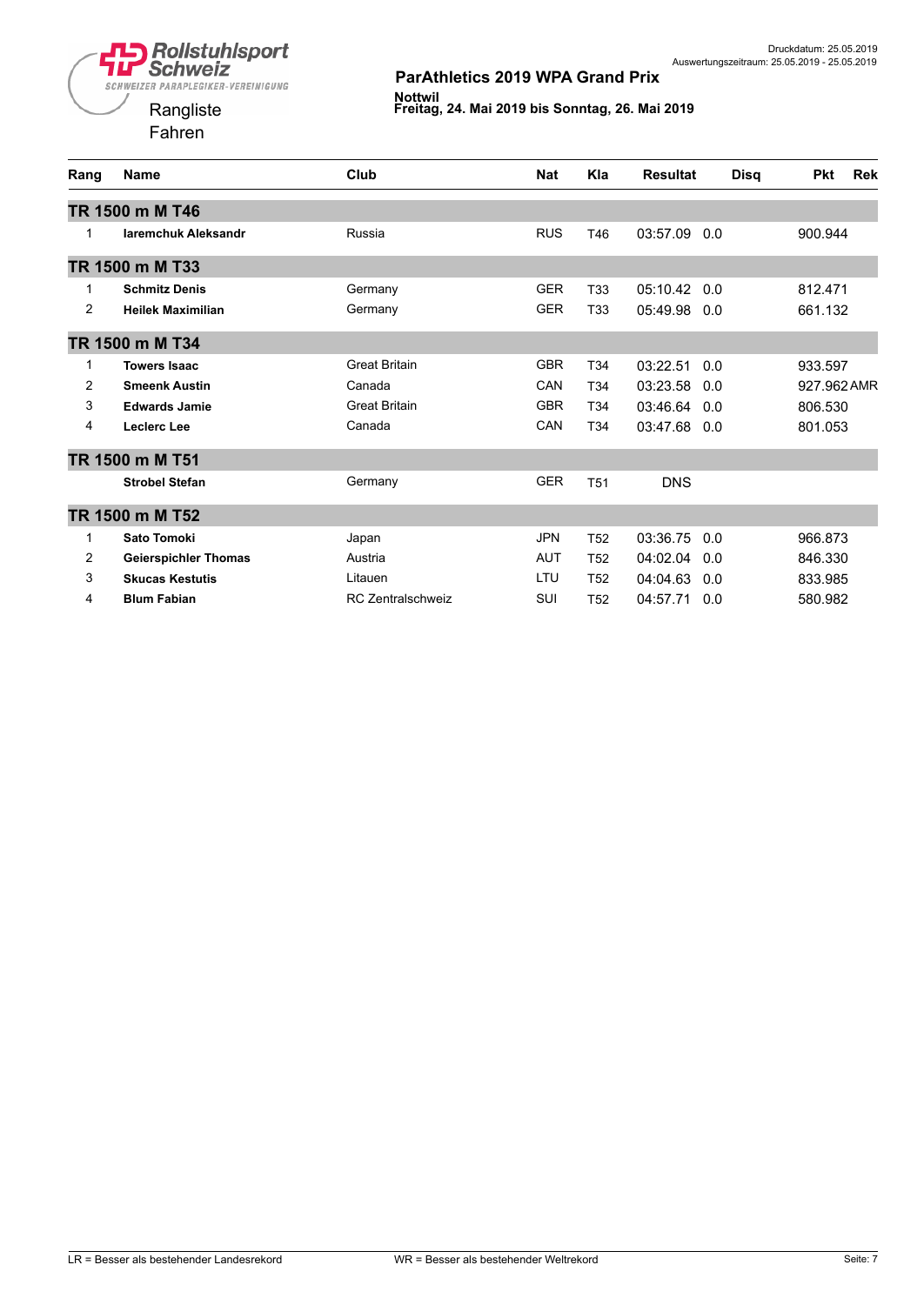Rollstuhlsport Schweiz
SCHWEIZER PARAPLEGIKER-VEREINIGUNG

Rangliste
Fahren

Druckdatum: 25.05.2019
Auswertungszeitraum: 25.05.2019 - 25.05.2019

## ParAthletics 2019 WPA Grand Prix

**Nottwil**
**Freitag, 24. Mai 2019 bis Sonntag, 26. Mai 2019**

| Rang | Name | Club | Nat | Kla | Resultat | | Disq | Pkt | Rek |
|---|---|---|---|---|---|---|---|---|---|
| **TR 1500 m M T46** | | | | | | | | | |
| 1 | **Iaremchuk Aleksandr** | Russia | RUS | T46 | 03:57.09 | 0.0 | | 900.944 | |
| **TR 1500 m M T33** | | | | | | | | | |
| 1 | **Schmitz Denis** | Germany | GER | T33 | 05:10.42 | 0.0 | | 812.471 | |
| 2 | **Heilek Maximilian** | Germany | GER | T33 | 05:49.98 | 0.0 | | 661.132 | |
| **TR 1500 m M T34** | | | | | | | | | |
| 1 | **Towers Isaac** | Great Britain | GBR | T34 | 03:22.51 | 0.0 | | 933.597 | |
| 2 | **Smeenk Austin** | Canada | CAN | T34 | 03:23.58 | 0.0 | | 927.962 | AMR |
| 3 | **Edwards Jamie** | Great Britain | GBR | T34 | 03:46.64 | 0.0 | | 806.530 | |
| 4 | **Leclerc Lee** | Canada | CAN | T34 | 03:47.68 | 0.0 | | 801.053 | |
| **TR 1500 m M T51** | | | | | | | | | |
| | **Strobel Stefan** | Germany | GER | T51 | DNS | | | | |
| **TR 1500 m M T52** | | | | | | | | | |
| 1 | **Sato Tomoki** | Japan | JPN | T52 | 03:36.75 | 0.0 | | 966.873 | |
| 2 | **Geierspichler Thomas** | Austria | AUT | T52 | 04:02.04 | 0.0 | | 846.330 | |
| 3 | **Skucas Kestutis** | Litauen | LTU | T52 | 04:04.63 | 0.0 | | 833.985 | |
| 4 | **Blum Fabian** | RC Zentralschweiz | SUI | T52 | 04:57.71 | 0.0 | | 580.982 | |

LR = Besser als bestehender Landesrekord    WR = Besser als bestehender Weltrekord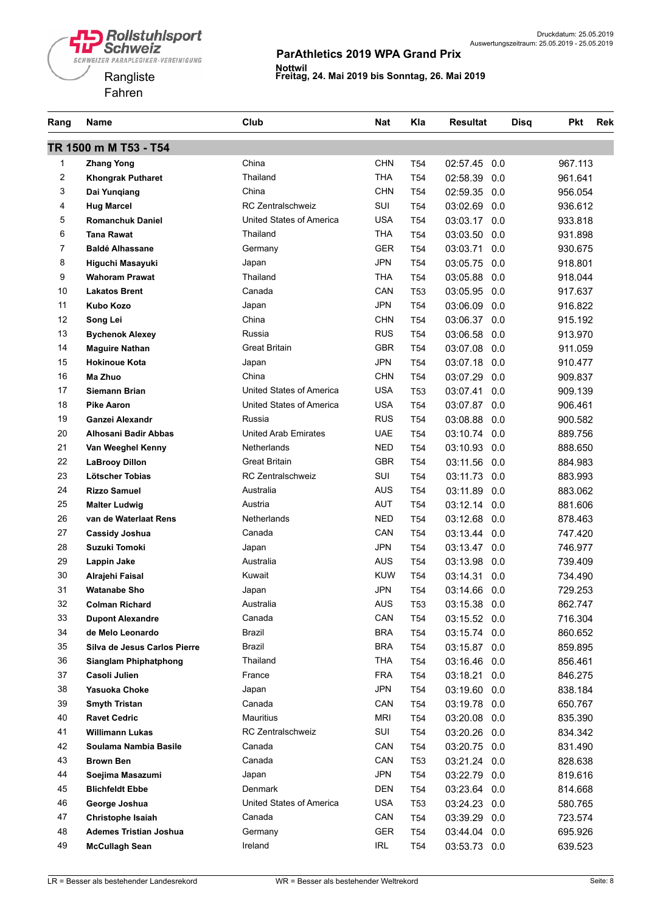Rollstuhlsport Schweiz
SCHWEIZER PARAPLEGIKER-VEREINIGUNG

Rangliste
Fahren

Druckdatum: 25.05.2019
Auswertungszeitraum: 25.05.2019 - 25.05.2019

## ParAthletics 2019 WPA Grand Prix

**Nottwil**
**Freitag, 24. Mai 2019 bis Sonntag, 26. Mai 2019**

| Rang | Name | Club | Nat | Kla | Resultat | | Disq | Pkt | Rek |
|---|---|---|---|---|---|---|---|---|---|
| **TR 1500 m M T53 - T54** | | | | | | | | | |
| 1 | **Zhang Yong** | China | CHN | T54 | 02:57.45 | 0.0 | | 967.113 | |
| 2 | **Khongrak Putharet** | Thailand | THA | T54 | 02:58.39 | 0.0 | | 961.641 | |
| 3 | **Dai Yunqiang** | China | CHN | T54 | 02:59.35 | 0.0 | | 956.054 | |
| 4 | **Hug Marcel** | RC Zentralschweiz | SUI | T54 | 03:02.69 | 0.0 | | 936.612 | |
| 5 | **Romanchuk Daniel** | United States of America | USA | T54 | 03:03.17 | 0.0 | | 933.818 | |
| 6 | **Tana Rawat** | Thailand | THA | T54 | 03:03.50 | 0.0 | | 931.898 | |
| 7 | **Baldé Alhassane** | Germany | GER | T54 | 03:03.71 | 0.0 | | 930.675 | |
| 8 | **Higuchi Masayuki** | Japan | JPN | T54 | 03:05.75 | 0.0 | | 918.801 | |
| 9 | **Wahoram Prawat** | Thailand | THA | T54 | 03:05.88 | 0.0 | | 918.044 | |
| 10 | **Lakatos Brent** | Canada | CAN | T53 | 03:05.95 | 0.0 | | 917.637 | |
| 11 | **Kubo Kozo** | Japan | JPN | T54 | 03:06.09 | 0.0 | | 916.822 | |
| 12 | **Song Lei** | China | CHN | T54 | 03:06.37 | 0.0 | | 915.192 | |
| 13 | **Bychenok Alexey** | Russia | RUS | T54 | 03:06.58 | 0.0 | | 913.970 | |
| 14 | **Maguire Nathan** | Great Britain | GBR | T54 | 03:07.08 | 0.0 | | 911.059 | |
| 15 | **Hokinoue Kota** | Japan | JPN | T54 | 03:07.18 | 0.0 | | 910.477 | |
| 16 | **Ma Zhuo** | China | CHN | T54 | 03:07.29 | 0.0 | | 909.837 | |
| 17 | **Siemann Brian** | United States of America | USA | T53 | 03:07.41 | 0.0 | | 909.139 | |
| 18 | **Pike Aaron** | United States of America | USA | T54 | 03:07.87 | 0.0 | | 906.461 | |
| 19 | **Ganzei Alexandr** | Russia | RUS | T54 | 03:08.88 | 0.0 | | 900.582 | |
| 20 | **Alhosani Badir Abbas** | United Arab Emirates | UAE | T54 | 03:10.74 | 0.0 | | 889.756 | |
| 21 | **Van Weeghel Kenny** | Netherlands | NED | T54 | 03:10.93 | 0.0 | | 888.650 | |
| 22 | **LaBrooy Dillon** | Great Britain | GBR | T54 | 03:11.56 | 0.0 | | 884.983 | |
| 23 | **Lötscher Tobias** | RC Zentralschweiz | SUI | T54 | 03:11.73 | 0.0 | | 883.993 | |
| 24 | **Rizzo Samuel** | Australia | AUS | T54 | 03:11.89 | 0.0 | | 883.062 | |
| 25 | **Malter Ludwig** | Austria | AUT | T54 | 03:12.14 | 0.0 | | 881.606 | |
| 26 | **van de Waterlaat Rens** | Netherlands | NED | T54 | 03:12.68 | 0.0 | | 878.463 | |
| 27 | **Cassidy Joshua** | Canada | CAN | T54 | 03:13.44 | 0.0 | | 747.420 | |
| 28 | **Suzuki Tomoki** | Japan | JPN | T54 | 03:13.47 | 0.0 | | 746.977 | |
| 29 | **Lappin Jake** | Australia | AUS | T54 | 03:13.98 | 0.0 | | 739.409 | |
| 30 | **Alrajehi Faisal** | Kuwait | KUW | T54 | 03:14.31 | 0.0 | | 734.490 | |
| 31 | **Watanabe Sho** | Japan | JPN | T54 | 03:14.66 | 0.0 | | 729.253 | |
| 32 | **Colman Richard** | Australia | AUS | T53 | 03:15.38 | 0.0 | | 862.747 | |
| 33 | **Dupont Alexandre** | Canada | CAN | T54 | 03:15.52 | 0.0 | | 716.304 | |
| 34 | **de Melo Leonardo** | Brazil | BRA | T54 | 03:15.74 | 0.0 | | 860.652 | |
| 35 | **Silva de Jesus Carlos Pierre** | Brazil | BRA | T54 | 03:15.87 | 0.0 | | 859.895 | |
| 36 | **Sianglam Phiphatphong** | Thailand | THA | T54 | 03:16.46 | 0.0 | | 856.461 | |
| 37 | **Casoli Julien** | France | FRA | T54 | 03:18.21 | 0.0 | | 846.275 | |
| 38 | **Yasuoka Choke** | Japan | JPN | T54 | 03:19.60 | 0.0 | | 838.184 | |
| 39 | **Smyth Tristan** | Canada | CAN | T54 | 03:19.78 | 0.0 | | 650.767 | |
| 40 | **Ravet Cedric** | Mauritius | MRI | T54 | 03:20.08 | 0.0 | | 835.390 | |
| 41 | **Willimann Lukas** | RC Zentralschweiz | SUI | T54 | 03:20.26 | 0.0 | | 834.342 | |
| 42 | **Soulama Nambia Basile** | Canada | CAN | T54 | 03:20.75 | 0.0 | | 831.490 | |
| 43 | **Brown Ben** | Canada | CAN | T53 | 03:21.24 | 0.0 | | 828.638 | |
| 44 | **Soejima Masazumi** | Japan | JPN | T54 | 03:22.79 | 0.0 | | 819.616 | |
| 45 | **Blichfeldt Ebbe** | Denmark | DEN | T54 | 03:23.64 | 0.0 | | 814.668 | |
| 46 | **George Joshua** | United States of America | USA | T53 | 03:24.23 | 0.0 | | 580.765 | |
| 47 | **Christophe Isaiah** | Canada | CAN | T54 | 03:39.29 | 0.0 | | 723.574 | |
| 48 | **Ademes Tristian Joshua** | Germany | GER | T54 | 03:44.04 | 0.0 | | 695.926 | |
| 49 | **McCullagh Sean** | Ireland | IRL | T54 | 03:53.73 | 0.0 | | 639.523 | |

LR = Besser als bestehender Landesrekord WR = Besser als bestehender Weltrekord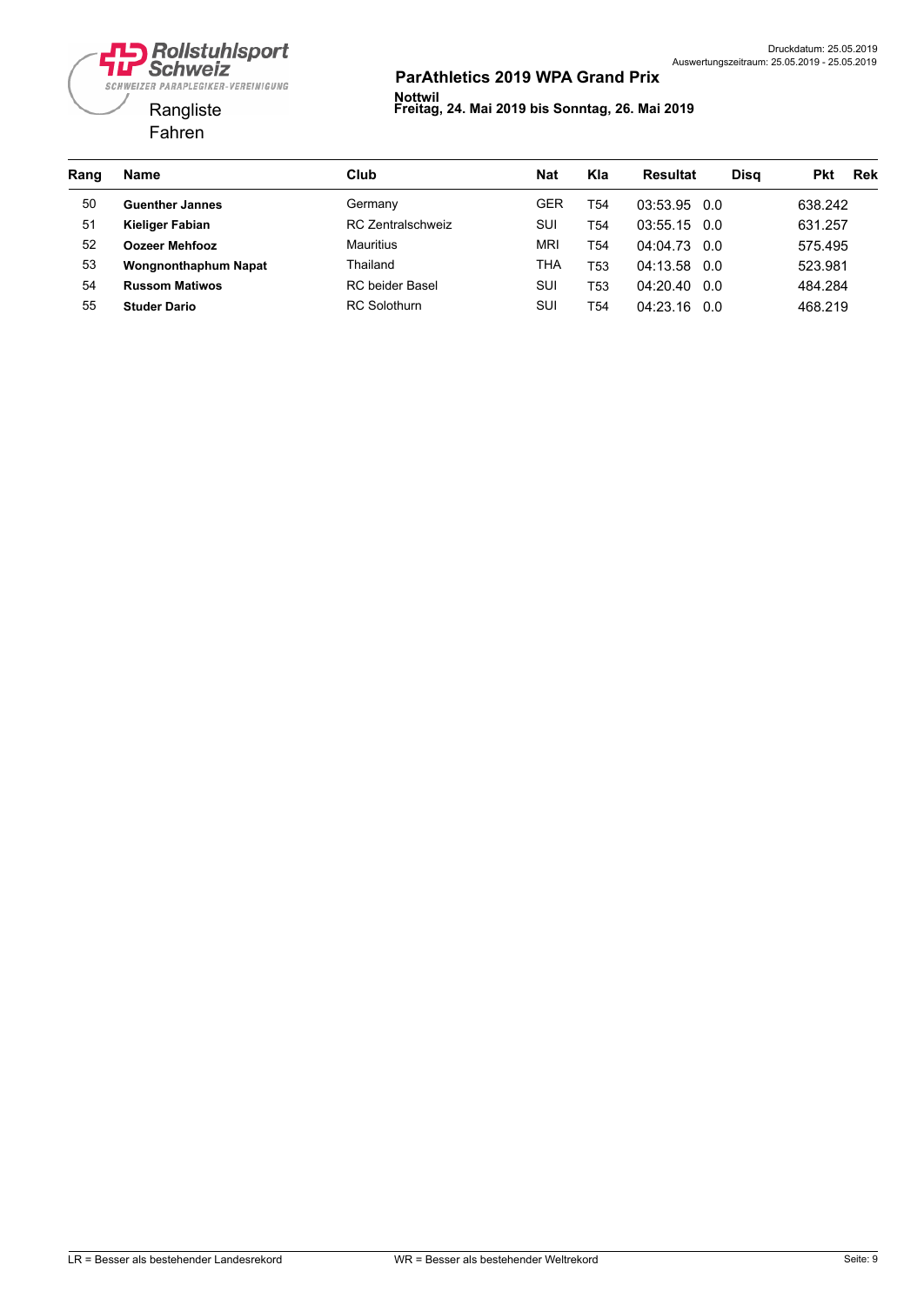Rollstuhlsport Schweiz
SCHWEIZER PARAPLEGIKER-VEREINIGUNG

Rangliste
Fahren

## ParAthletics 2019 WPA Grand Prix

**Nottwil**
**Freitag, 24. Mai 2019 bis Sonntag, 26. Mai 2019**

Druckdatum: 25.05.2019
Auswertungszeitraum: 25.05.2019 - 25.05.2019

| Rang | Name | Club | Nat | Kla | Resultat | | Disq | Pkt | Rek |
|---|---|---|---|---|---|---|---|---|---|
| 50 | **Guenther Jannes** | Germany | GER | T54 | 03:53.95 | 0.0 | | 638.242 | |
| 51 | **Kieliger Fabian** | RC Zentralschweiz | SUI | T54 | 03:55.15 | 0.0 | | 631.257 | |
| 52 | **Oozeer Mehfooz** | Mauritius | MRI | T54 | 04:04.73 | 0.0 | | 575.495 | |
| 53 | **Wongnonthaphum Napat** | Thailand | THA | T53 | 04:13.58 | 0.0 | | 523.981 | |
| 54 | **Russom Matiwos** | RC beider Basel | SUI | T53 | 04:20.40 | 0.0 | | 484.284 | |
| 55 | **Studer Dario** | RC Solothurn | SUI | T54 | 04:23.16 | 0.0 | | 468.219 | |

LR = Besser als bestehender Landesrekord    WR = Besser als bestehender Weltrekord